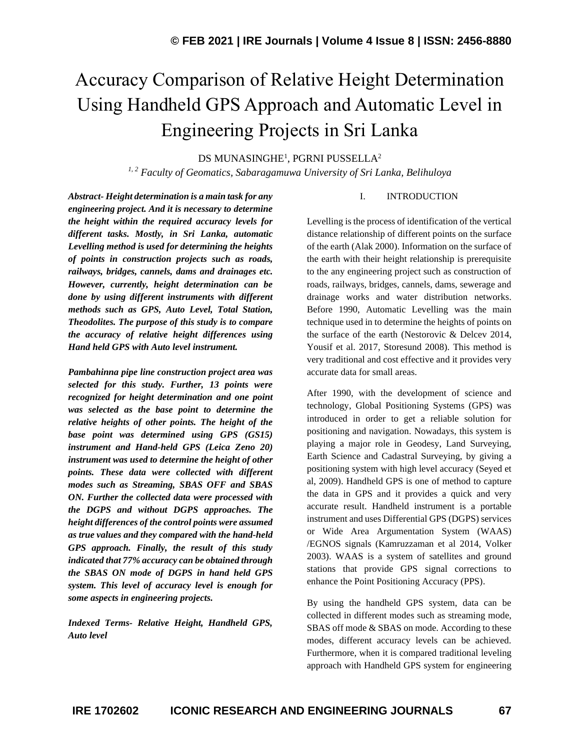# Accuracy Comparison of Relative Height Determination Using Handheld GPS Approach and Automatic Level in Engineering Projects in Sri Lanka

DS MUNASINGHE[1], PGRNI PUSSELLA[2]

[1, 2] *Faculty of Geomatics, Sabaragamuwa University of Sri Lanka, Belihuloya*

***Abstract- Height determination is a main task for any engineering project. And it is necessary to determine the height within the required accuracy levels for different tasks. Mostly, in Sri Lanka, automatic Levelling method is used for determining the heights of points in construction projects such as roads, railways, bridges, cannels, dams and drainages etc. However, currently, height determination can be done by using different instruments with different methods such as GPS, Auto Level, Total Station, Theodolites. The purpose of this study is to compare the accuracy of relative height differences using Hand held GPS with Auto level instrument.***

***Pambahinna pipe line construction project area was selected for this study. Further, 13 points were recognized for height determination and one point was selected as the base point to determine the relative heights of other points. The height of the base point was determined using GPS (GS15) instrument and Hand-held GPS (Leica Zeno 20) instrument was used to determine the height of other points. These data were collected with different modes such as Streaming, SBAS OFF and SBAS ON. Further the collected data were processed with the DGPS and without DGPS approaches. The height differences of the control points were assumed as true values and they compared with the hand-held GPS approach. Finally, the result of this study indicated that 77% accuracy can be obtained through the SBAS ON mode of DGPS in hand held GPS system. This level of accuracy level is enough for some aspects in engineering projects.***

***Indexed Terms- Relative Height, Handheld GPS, Auto level***

## I. INTRODUCTION

Levelling is the process of identification of the vertical distance relationship of different points on the surface of the earth (Alak 2000). Information on the surface of the earth with their height relationship is prerequisite to the any engineering project such as construction of roads, railways, bridges, cannels, dams, sewerage and drainage works and water distribution networks. Before 1990, Automatic Levelling was the main technique used in to determine the heights of points on the surface of the earth (Nestorovic & Delcev 2014, Yousif et al. 2017, Storesund 2008). This method is very traditional and cost effective and it provides very accurate data for small areas.

After 1990, with the development of science and technology, Global Positioning Systems (GPS) was introduced in order to get a reliable solution for positioning and navigation. Nowadays, this system is playing a major role in Geodesy, Land Surveying, Earth Science and Cadastral Surveying, by giving a positioning system with high level accuracy (Seyed et al, 2009). Handheld GPS is one of method to capture the data in GPS and it provides a quick and very accurate result. Handheld instrument is a portable instrument and uses Differential GPS (DGPS) services or Wide Area Argumentation System (WAAS) /EGNOS signals (Kamruzzaman et al 2014, Volker 2003). WAAS is a system of satellites and ground stations that provide GPS signal corrections to enhance the Point Positioning Accuracy (PPS).

By using the handheld GPS system, data can be collected in different modes such as streaming mode, SBAS off mode & SBAS on mode. According to these modes, different accuracy levels can be achieved. Furthermore, when it is compared traditional leveling approach with Handheld GPS system for engineering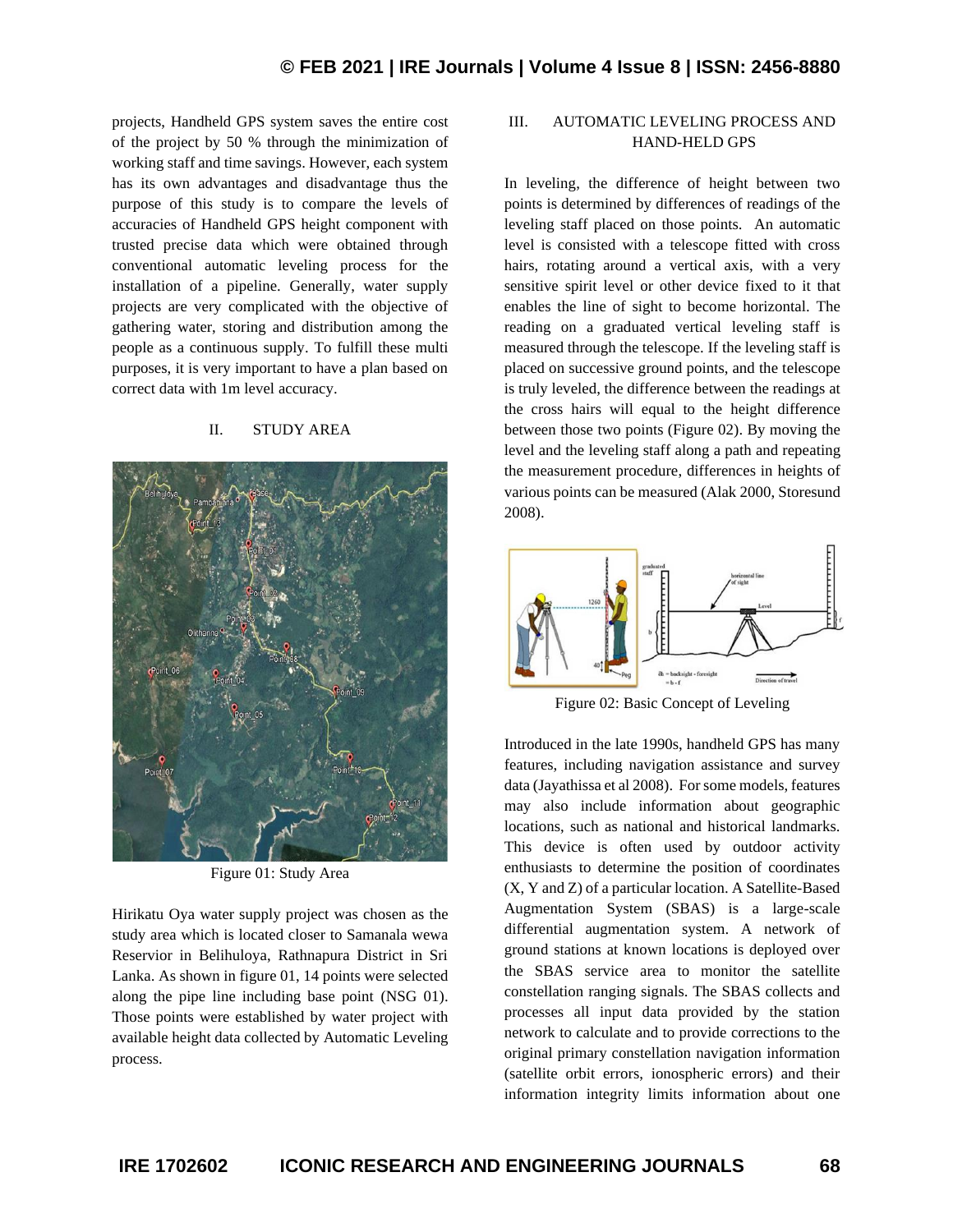projects, Handheld GPS system saves the entire cost of the project by 50 % through the minimization of working staff and time savings. However, each system has its own advantages and disadvantage thus the purpose of this study is to compare the levels of accuracies of Handheld GPS height component with trusted precise data which were obtained through conventional automatic leveling process for the installation of a pipeline. Generally, water supply projects are very complicated with the objective of gathering water, storing and distribution among the people as a continuous supply. To fulfill these multi purposes, it is very important to have a plan based on correct data with 1m level accuracy.

## II. STUDY AREA

Figure 01: Study Area

Hirikatu Oya water supply project was chosen as the study area which is located closer to Samanala wewa Reservior in Belihuloya, Rathnapura District in Sri Lanka. As shown in figure 01, 14 points were selected along the pipe line including base point (NSG 01). Those points were established by water project with available height data collected by Automatic Leveling process.

## III. AUTOMATIC LEVELING PROCESS AND HAND-HELD GPS

In leveling, the difference of height between two points is determined by differences of readings of the leveling staff placed on those points. An automatic level is consisted with a telescope fitted with cross hairs, rotating around a vertical axis, with a very sensitive spirit level or other device fixed to it that enables the line of sight to become horizontal. The reading on a graduated vertical leveling staff is measured through the telescope. If the leveling staff is placed on successive ground points, and the telescope is truly leveled, the difference between the readings at the cross hairs will equal to the height difference between those two points (Figure 02). By moving the level and the leveling staff along a path and repeating the measurement procedure, differences in heights of various points can be measured (Alak 2000, Storesund 2008).

Figure 02: Basic Concept of Leveling

Introduced in the late 1990s, handheld GPS has many features, including navigation assistance and survey data (Jayathissa et al 2008). For some models, features may also include information about geographic locations, such as national and historical landmarks. This device is often used by outdoor activity enthusiasts to determine the position of coordinates (X, Y and Z) of a particular location. A Satellite-Based Augmentation System (SBAS) is a large-scale differential augmentation system. A network of ground stations at known locations is deployed over the SBAS service area to monitor the satellite constellation ranging signals. The SBAS collects and processes all input data provided by the station network to calculate and to provide corrections to the original primary constellation navigation information (satellite orbit errors, ionospheric errors) and their information integrity limits information about one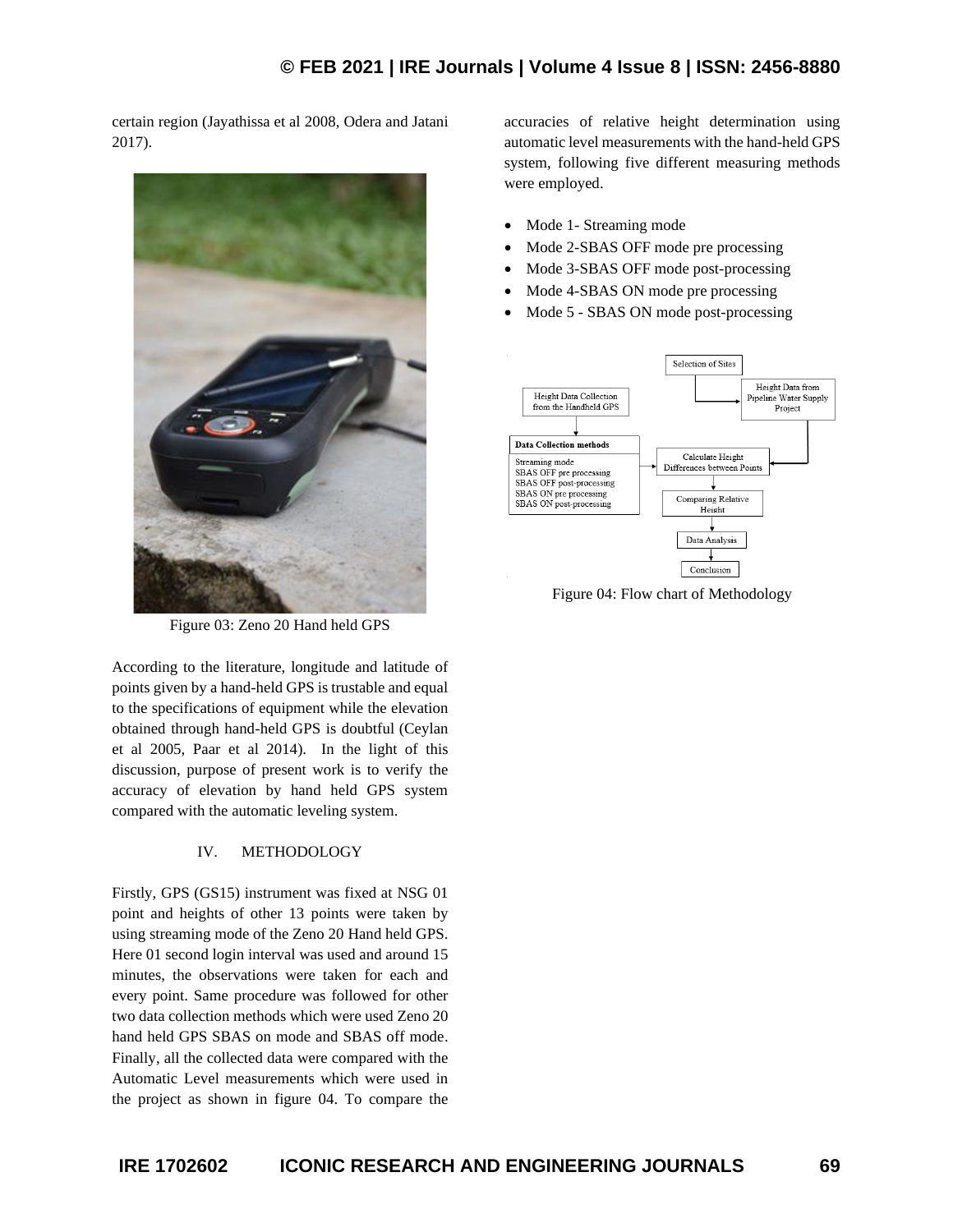certain region (Jayathissa et al 2008, Odera and Jatani 2017).

Figure 03: Zeno 20 Hand held GPS

According to the literature, longitude and latitude of points given by a hand-held GPS is trustable and equal to the specifications of equipment while the elevation obtained through hand-held GPS is doubtful (Ceylan et al 2005, Paar et al 2014). In the light of this discussion, purpose of present work is to verify the accuracy of elevation by hand held GPS system compared with the automatic leveling system.

## IV. METHODOLOGY

Firstly, GPS (GS15) instrument was fixed at NSG 01 point and heights of other 13 points were taken by using streaming mode of the Zeno 20 Hand held GPS. Here 01 second login interval was used and around 15 minutes, the observations were taken for each and every point. Same procedure was followed for other two data collection methods which were used Zeno 20 hand held GPS SBAS on mode and SBAS off mode. Finally, all the collected data were compared with the Automatic Level measurements which were used in the project as shown in figure 04. To compare the accuracies of relative height determination using automatic level measurements with the hand-held GPS system, following five different measuring methods were employed.

- Mode 1- Streaming mode
- Mode 2-SBAS OFF mode pre processing
- Mode 3-SBAS OFF mode post-processing
- Mode 4-SBAS ON mode pre processing
- Mode 5 - SBAS ON mode post-processing

Figure 04: Flow chart of Methodology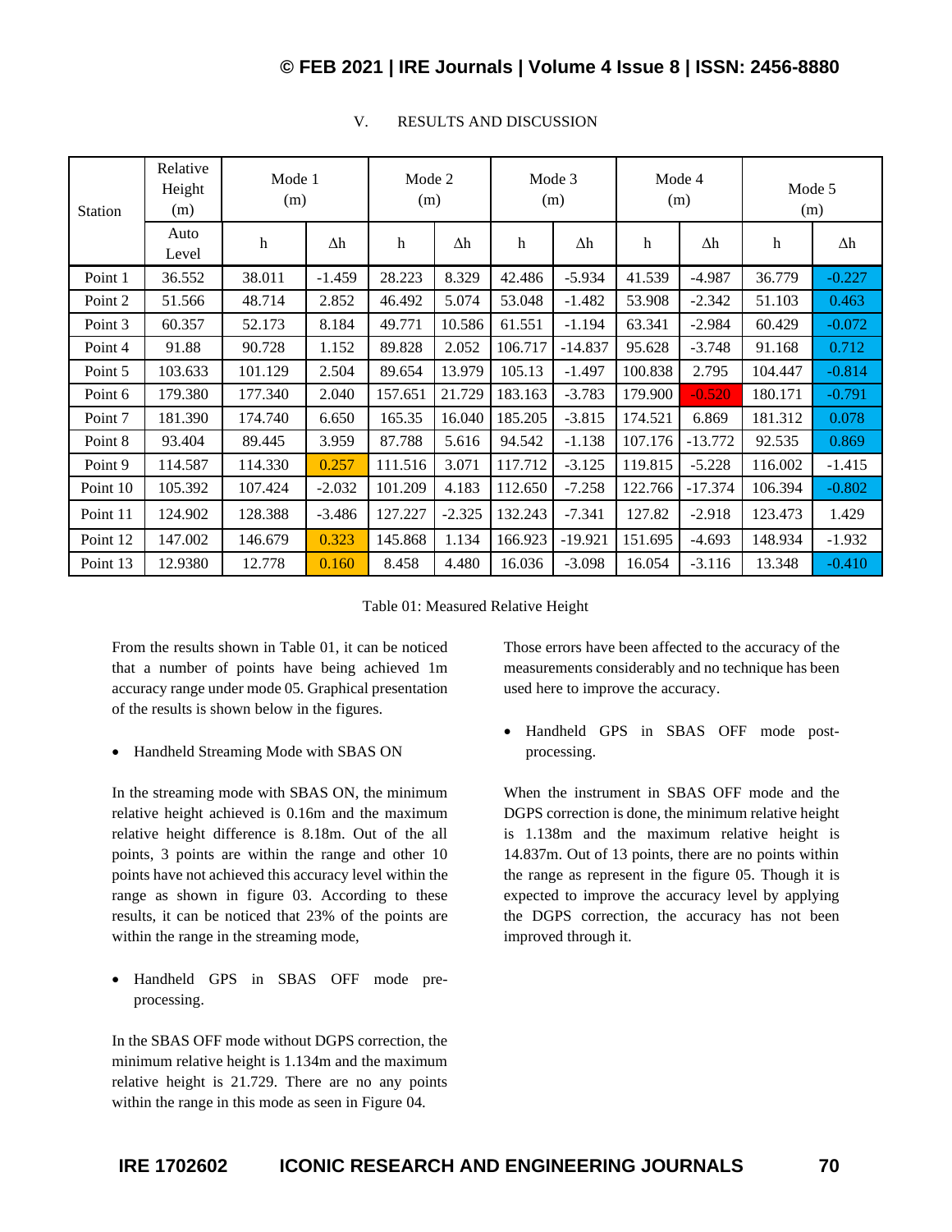## V. RESULTS AND DISCUSSION

| Station | Relative Height (m) | Mode 1 (m) | | Mode 2 (m) | | Mode 3 (m) | | Mode 4 (m) | | Mode 5 (m) | |
|---|---|---|---|---|---|---|---|---|---|---|---|
| | Auto Level | h | Δh | h | Δh | h | Δh | h | Δh | h | Δh |
| Point 1 | 36.552 | 38.011 | -1.459 | 28.223 | 8.329 | 42.486 | -5.934 | 41.539 | -4.987 | 36.779 | -0.227 |
| Point 2 | 51.566 | 48.714 | 2.852 | 46.492 | 5.074 | 53.048 | -1.482 | 53.908 | -2.342 | 51.103 | 0.463 |
| Point 3 | 60.357 | 52.173 | 8.184 | 49.771 | 10.586 | 61.551 | -1.194 | 63.341 | -2.984 | 60.429 | -0.072 |
| Point 4 | 91.88 | 90.728 | 1.152 | 89.828 | 2.052 | 106.717 | -14.837 | 95.628 | -3.748 | 91.168 | 0.712 |
| Point 5 | 103.633 | 101.129 | 2.504 | 89.654 | 13.979 | 105.13 | -1.497 | 100.838 | 2.795 | 104.447 | -0.814 |
| Point 6 | 179.380 | 177.340 | 2.040 | 157.651 | 21.729 | 183.163 | -3.783 | 179.900 | -0.520 | 180.171 | -0.791 |
| Point 7 | 181.390 | 174.740 | 6.650 | 165.35 | 16.040 | 185.205 | -3.815 | 174.521 | 6.869 | 181.312 | 0.078 |
| Point 8 | 93.404 | 89.445 | 3.959 | 87.788 | 5.616 | 94.542 | -1.138 | 107.176 | -13.772 | 92.535 | 0.869 |
| Point 9 | 114.587 | 114.330 | 0.257 | 111.516 | 3.071 | 117.712 | -3.125 | 119.815 | -5.228 | 116.002 | -1.415 |
| Point 10 | 105.392 | 107.424 | -2.032 | 101.209 | 4.183 | 112.650 | -7.258 | 122.766 | -17.374 | 106.394 | -0.802 |
| Point 11 | 124.902 | 128.388 | -3.486 | 127.227 | -2.325 | 132.243 | -7.341 | 127.82 | -2.918 | 123.473 | 1.429 |
| Point 12 | 147.002 | 146.679 | 0.323 | 145.868 | 1.134 | 166.923 | -19.921 | 151.695 | -4.693 | 148.934 | -1.932 |
| Point 13 | 12.9380 | 12.778 | 0.160 | 8.458 | 4.480 | 16.036 | -3.098 | 16.054 | -3.116 | 13.348 | -0.410 |

Table 01: Measured Relative Height

From the results shown in Table 01, it can be noticed that a number of points have being achieved 1m accuracy range under mode 05. Graphical presentation of the results is shown below in the figures.

- Handheld Streaming Mode with SBAS ON

In the streaming mode with SBAS ON, the minimum relative height achieved is 0.16m and the maximum relative height difference is 8.18m. Out of the all points, 3 points are within the range and other 10 points have not achieved this accuracy level within the range as shown in figure 03. According to these results, it can be noticed that 23% of the points are within the range in the streaming mode,

- Handheld GPS in SBAS OFF mode pre-processing.

In the SBAS OFF mode without DGPS correction, the minimum relative height is 1.134m and the maximum relative height is 21.729. There are no any points within the range in this mode as seen in Figure 04. Those errors have been affected to the accuracy of the measurements considerably and no technique has been used here to improve the accuracy.

- Handheld GPS in SBAS OFF mode post-processing.

When the instrument in SBAS OFF mode and the DGPS correction is done, the minimum relative height is 1.138m and the maximum relative height is 14.837m. Out of 13 points, there are no points within the range as represent in the figure 05. Though it is expected to improve the accuracy level by applying the DGPS correction, the accuracy has not been improved through it.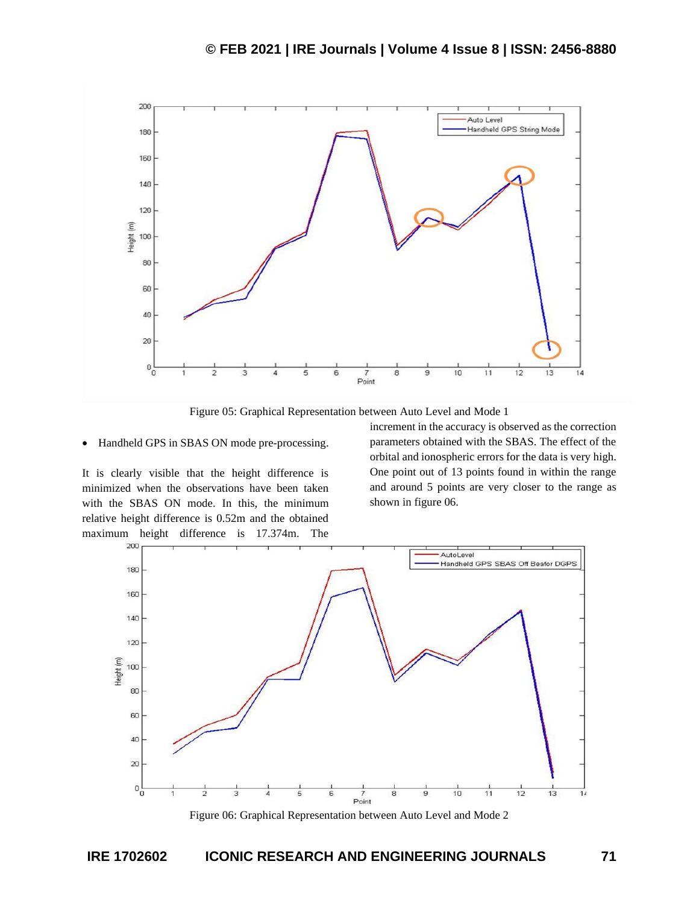Figure 05: Graphical Representation between Auto Level and Mode 1

- Handheld GPS in SBAS ON mode pre-processing.

It is clearly visible that the height difference is minimized when the observations have been taken with the SBAS ON mode. In this, the minimum relative height difference is 0.52m and the obtained maximum height difference is 17.374m. The increment in the accuracy is observed as the correction parameters obtained with the SBAS. The effect of the orbital and ionospheric errors for the data is very high. One point out of 13 points found in within the range and around 5 points are very closer to the range as shown in figure 06.

Figure 06: Graphical Representation between Auto Level and Mode 2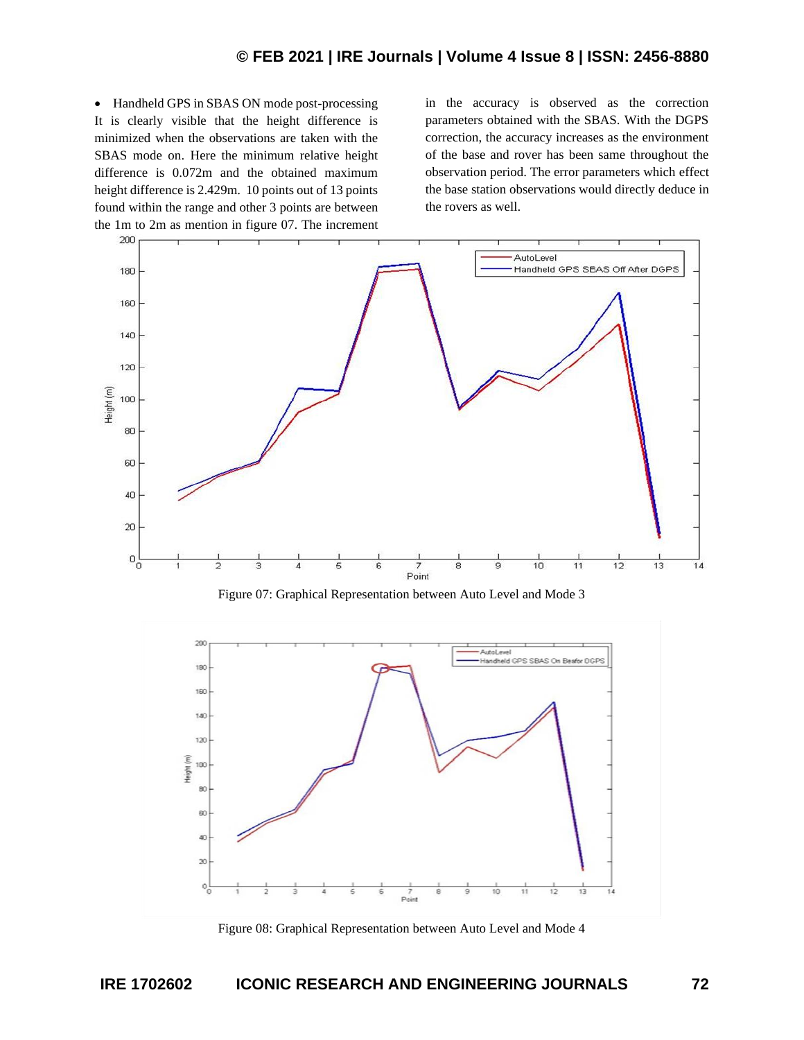- Handheld GPS in SBAS ON mode post-processing

It is clearly visible that the height difference is minimized when the observations are taken with the SBAS mode on. Here the minimum relative height difference is 0.072m and the obtained maximum height difference is 2.429m. 10 points out of 13 points found within the range and other 3 points are between the 1m to 2m as mention in figure 07. The increment in the accuracy is observed as the correction parameters obtained with the SBAS. With the DGPS correction, the accuracy increases as the environment of the base and rover has been same throughout the observation period. The error parameters which effect the base station observations would directly deduce in the rovers as well.

Figure 07: Graphical Representation between Auto Level and Mode 3

Figure 08: Graphical Representation between Auto Level and Mode 4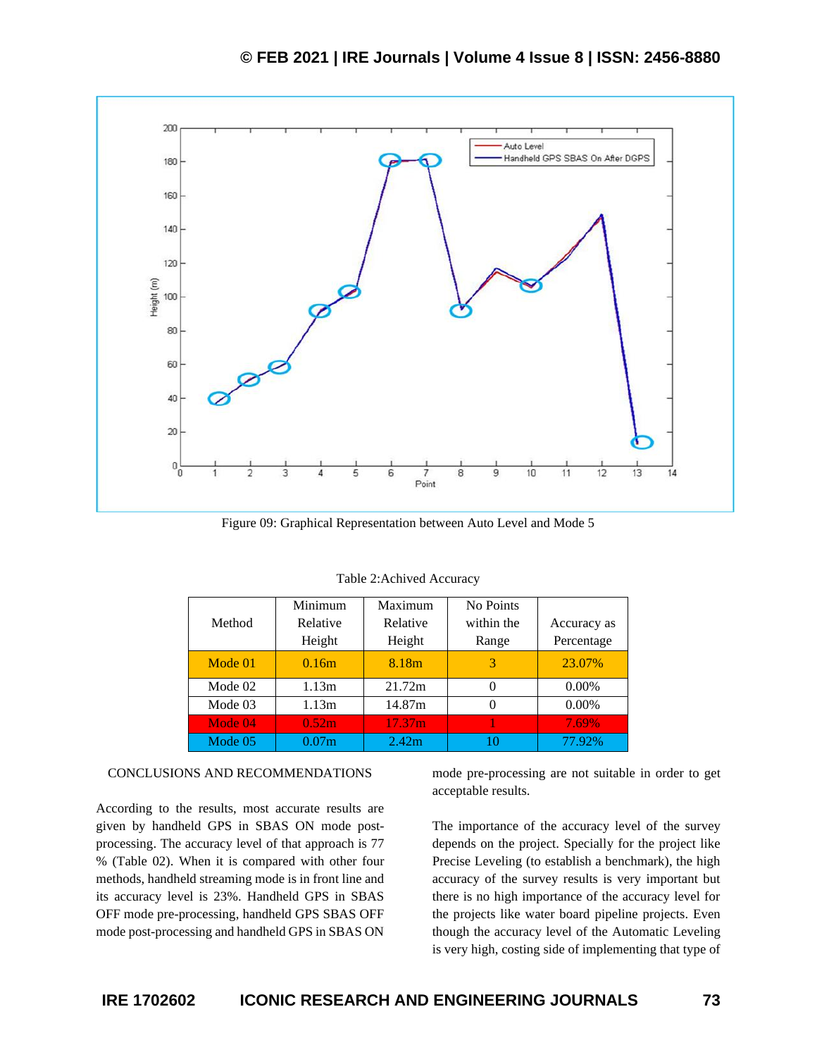Figure 09: Graphical Representation between Auto Level and Mode 5

Table 2:Achived Accuracy

| Method | Minimum Relative Height | Maximum Relative Height | No Points within the Range | Accuracy as Percentage |
|---|---|---|---|---|
| Mode 01 | 0.16m | 8.18m | 3 | 23.07% |
| Mode 02 | 1.13m | 21.72m | 0 | 0.00% |
| Mode 03 | 1.13m | 14.87m | 0 | 0.00% |
| Mode 04 | 0.52m | 17.37m | 1 | 7.69% |
| Mode 05 | 0.07m | 2.42m | 10 | 77.92% |

## CONCLUSIONS AND RECOMMENDATIONS

According to the results, most accurate results are given by handheld GPS in SBAS ON mode post-processing. The accuracy level of that approach is 77 % (Table 02). When it is compared with other four methods, handheld streaming mode is in front line and its accuracy level is 23%. Handheld GPS in SBAS OFF mode pre-processing, handheld GPS SBAS OFF mode post-processing and handheld GPS in SBAS ON mode pre-processing are not suitable in order to get acceptable results.

The importance of the accuracy level of the survey depends on the project. Specially for the project like Precise Leveling (to establish a benchmark), the high accuracy of the survey results is very important but there is no high importance of the accuracy level for the projects like water board pipeline projects. Even though the accuracy level of the Automatic Leveling is very high, costing side of implementing that type of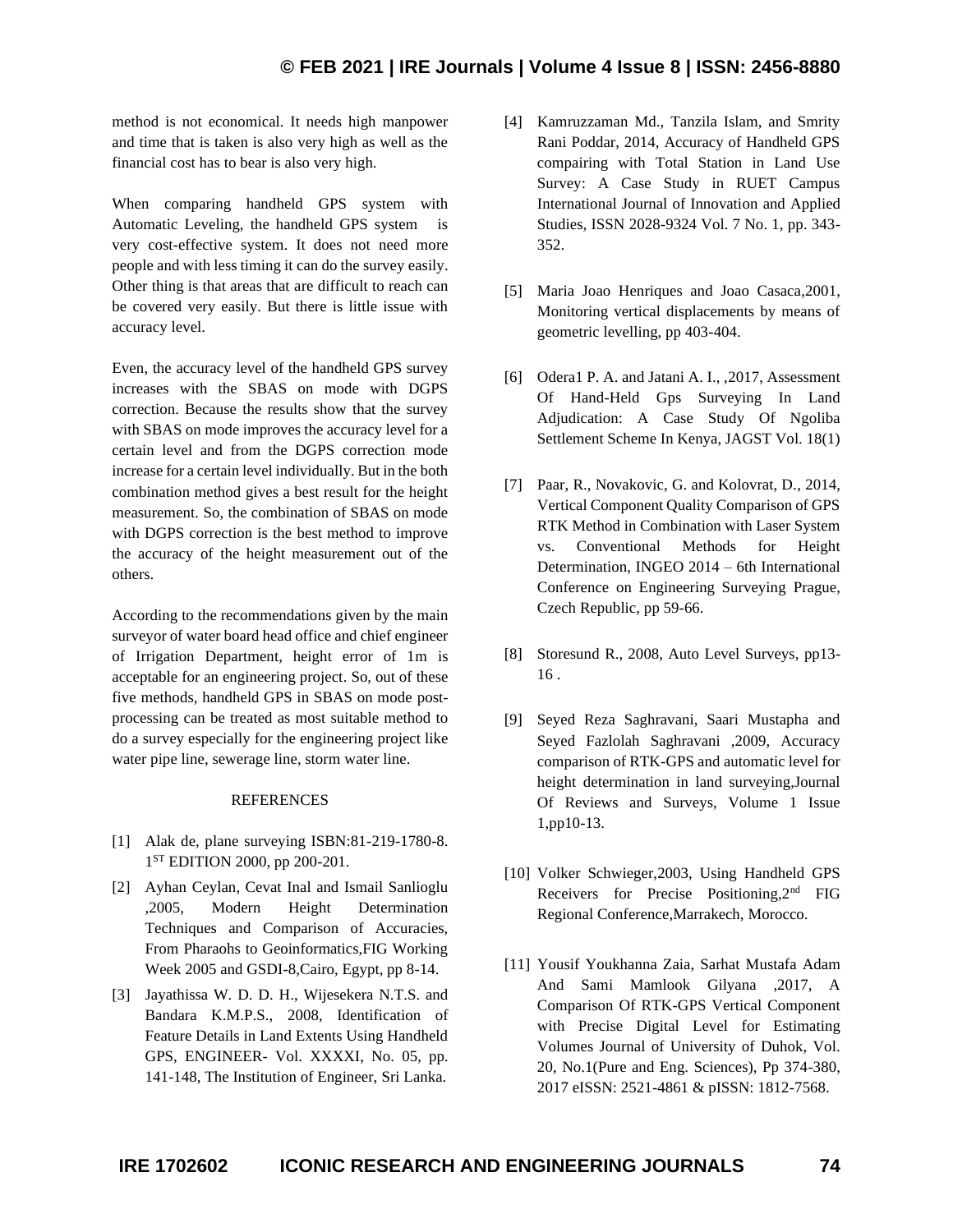method is not economical. It needs high manpower and time that is taken is also very high as well as the financial cost has to bear is also very high.

When comparing handheld GPS system with Automatic Leveling, the handheld GPS system is very cost-effective system. It does not need more people and with less timing it can do the survey easily. Other thing is that areas that are difficult to reach can be covered very easily. But there is little issue with accuracy level.

Even, the accuracy level of the handheld GPS survey increases with the SBAS on mode with DGPS correction. Because the results show that the survey with SBAS on mode improves the accuracy level for a certain level and from the DGPS correction mode increase for a certain level individually. But in the both combination method gives a best result for the height measurement. So, the combination of SBAS on mode with DGPS correction is the best method to improve the accuracy of the height measurement out of the others.

According to the recommendations given by the main surveyor of water board head office and chief engineer of Irrigation Department, height error of 1m is acceptable for an engineering project. So, out of these five methods, handheld GPS in SBAS on mode post-processing can be treated as most suitable method to do a survey especially for the engineering project like water pipe line, sewerage line, storm water line.

## REFERENCES

[1] Alak de, plane surveying ISBN:81-219-1780-8. 1ST EDITION 2000, pp 200-201.

[2] Ayhan Ceylan, Cevat Inal and Ismail Sanlioglu ,2005, Modern Height Determination Techniques and Comparison of Accuracies, From Pharaohs to Geoinformatics,FIG Working Week 2005 and GSDI-8,Cairo, Egypt, pp 8-14.

[3] Jayathissa W. D. D. H., Wijesekera N.T.S. and Bandara K.M.P.S., 2008, Identification of Feature Details in Land Extents Using Handheld GPS, ENGINEER- Vol. XXXXI, No. 05, pp. 141-148, The Institution of Engineer, Sri Lanka.

[4] Kamruzzaman Md., Tanzila Islam, and Smrity Rani Poddar, 2014, Accuracy of Handheld GPS compairing with Total Station in Land Use Survey: A Case Study in RUET Campus International Journal of Innovation and Applied Studies, ISSN 2028-9324 Vol. 7 No. 1, pp. 343-352.

[5] Maria Joao Henriques and Joao Casaca,2001, Monitoring vertical displacements by means of geometric levelling, pp 403-404.

[6] Odera1 P. A. and Jatani A. I., ,2017, Assessment Of Hand-Held Gps Surveying In Land Adjudication: A Case Study Of Ngoliba Settlement Scheme In Kenya, JAGST Vol. 18(1)

[7] Paar, R., Novakovic, G. and Kolovrat, D., 2014, Vertical Component Quality Comparison of GPS RTK Method in Combination with Laser System vs. Conventional Methods for Height Determination, INGEO 2014 – 6th International Conference on Engineering Surveying Prague, Czech Republic, pp 59-66.

[8] Storesund R., 2008, Auto Level Surveys, pp13-16 .

[9] Seyed Reza Saghravani, Saari Mustapha and Seyed Fazlolah Saghravani ,2009, Accuracy comparison of RTK-GPS and automatic level for height determination in land surveying,Journal Of Reviews and Surveys, Volume 1 Issue 1,pp10-13.

[10] Volker Schwieger,2003, Using Handheld GPS Receivers for Precise Positioning,2nd FIG Regional Conference,Marrakech, Morocco.

[11] Yousif Youkhanna Zaia, Sarhat Mustafa Adam And Sami Mamlook Gilyana ,2017, A Comparison Of RTK-GPS Vertical Component with Precise Digital Level for Estimating Volumes Journal of University of Duhok, Vol. 20, No.1(Pure and Eng. Sciences), Pp 374-380, 2017 eISSN: 2521-4861 & pISSN: 1812-7568.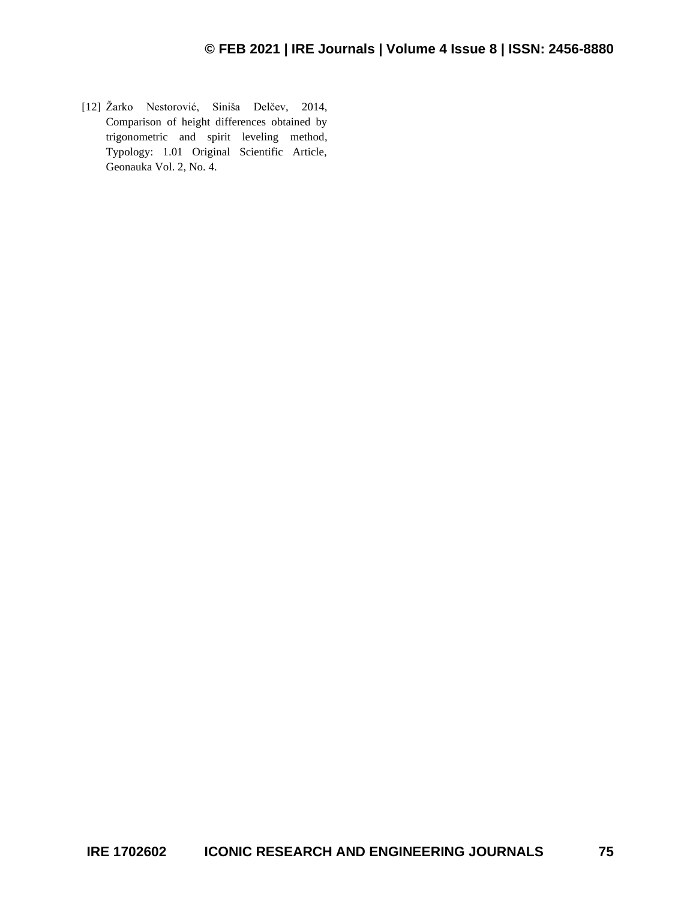[12] Žarko Nestorović, Siniša Delčev, 2014, Comparison of height differences obtained by trigonometric and spirit leveling method, Typology: 1.01 Original Scientific Article, Geonauka Vol. 2, No. 4.